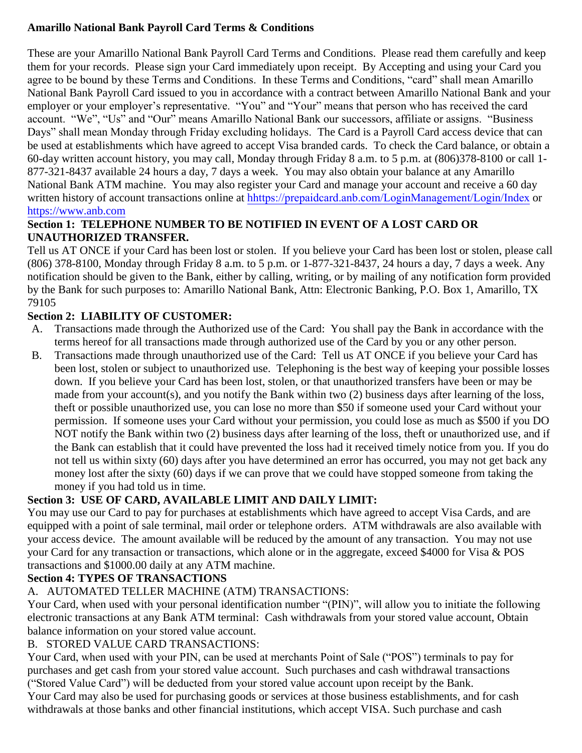**Amarillo National Bank Payroll Card Terms & Conditions**

These are your Amarillo National Bank Payroll Card Terms and Conditions. Please read them carefully and keep them for your records. Please sign your Card immediately upon receipt. By Accepting and using your Card you agree to be bound by these Terms and Conditions. In these Terms and Conditions, "card" shall mean Amarillo National Bank Payroll Card issued to you in accordance with a contract between Amarillo National Bank and your employer or your employer's representative. "You" and "Your" means that person who has received the card account. "We", "Us" and "Our" means Amarillo National Bank our successors, affiliate or assigns. "Business Days" shall mean Monday through Friday excluding holidays. The Card is a Payroll Card access device that can be used at establishments which have agreed to accept Visa branded cards. To check the Card balance, or obtain a 60-day written account history, you may call, Monday through Friday 8 a.m. to 5 p.m. at (806)378-8100 or call 1-877-321-8437 available 24 hours a day, 7 days a week. You may also obtain your balance at any Amarillo National Bank ATM machine. You may also register your Card and manage your account and receive a 60 day written history of account transactions online at hhttps://prepaidcard.anb.com/LoginManagement/Login/Index or https://www.anb.com

**Section 1: TELEPHONE NUMBER TO BE NOTIFIED IN EVENT OF A LOST CARD OR UNAUTHORIZED TRANSFER.**

Tell us AT ONCE if your Card has been lost or stolen. If you believe your Card has been lost or stolen, please call (806) 378-8100, Monday through Friday 8 a.m. to 5 p.m. or 1-877-321-8437, 24 hours a day, 7 days a week. Any notification should be given to the Bank, either by calling, writing, or by mailing of any notification form provided by the Bank for such purposes to: Amarillo National Bank, Attn: Electronic Banking, P.O. Box 1, Amarillo, TX 79105

**Section 2: LIABILITY OF CUSTOMER:**

A. Transactions made through the Authorized use of the Card: You shall pay the Bank in accordance with the terms hereof for all transactions made through authorized use of the Card by you or any other person.

B. Transactions made through unauthorized use of the Card: Tell us AT ONCE if you believe your Card has been lost, stolen or subject to unauthorized use. Telephoning is the best way of keeping your possible losses down. If you believe your Card has been lost, stolen, or that unauthorized transfers have been or may be made from your account(s), and you notify the Bank within two (2) business days after learning of the loss, theft or possible unauthorized use, you can lose no more than $50 if someone used your Card without your permission. If someone uses your Card without your permission, you could lose as much as $500 if you DO NOT notify the Bank within two (2) business days after learning of the loss, theft or unauthorized use, and if the Bank can establish that it could have prevented the loss had it received timely notice from you. If you do not tell us within sixty (60) days after you have determined an error has occurred, you may not get back any money lost after the sixty (60) days if we can prove that we could have stopped someone from taking the money if you had told us in time.

**Section 3: USE OF CARD, AVAILABLE LIMIT AND DAILY LIMIT:**

You may use our Card to pay for purchases at establishments which have agreed to accept Visa Cards, and are equipped with a point of sale terminal, mail order or telephone orders. ATM withdrawals are also available with your access device. The amount available will be reduced by the amount of any transaction. You may not use your Card for any transaction or transactions, which alone or in the aggregate, exceed $4000 for Visa & POS transactions and $1000.00 daily at any ATM machine.

**Section 4: TYPES OF TRANSACTIONS**

A. AUTOMATED TELLER MACHINE (ATM) TRANSACTIONS:

Your Card, when used with your personal identification number "(PIN)", will allow you to initiate the following electronic transactions at any Bank ATM terminal: Cash withdrawals from your stored value account, Obtain balance information on your stored value account.

B. STORED VALUE CARD TRANSACTIONS:

Your Card, when used with your PIN, can be used at merchants Point of Sale ("POS") terminals to pay for purchases and get cash from your stored value account. Such purchases and cash withdrawal transactions ("Stored Value Card") will be deducted from your stored value account upon receipt by the Bank.

Your Card may also be used for purchasing goods or services at those business establishments, and for cash withdrawals at those banks and other financial institutions, which accept VISA. Such purchase and cash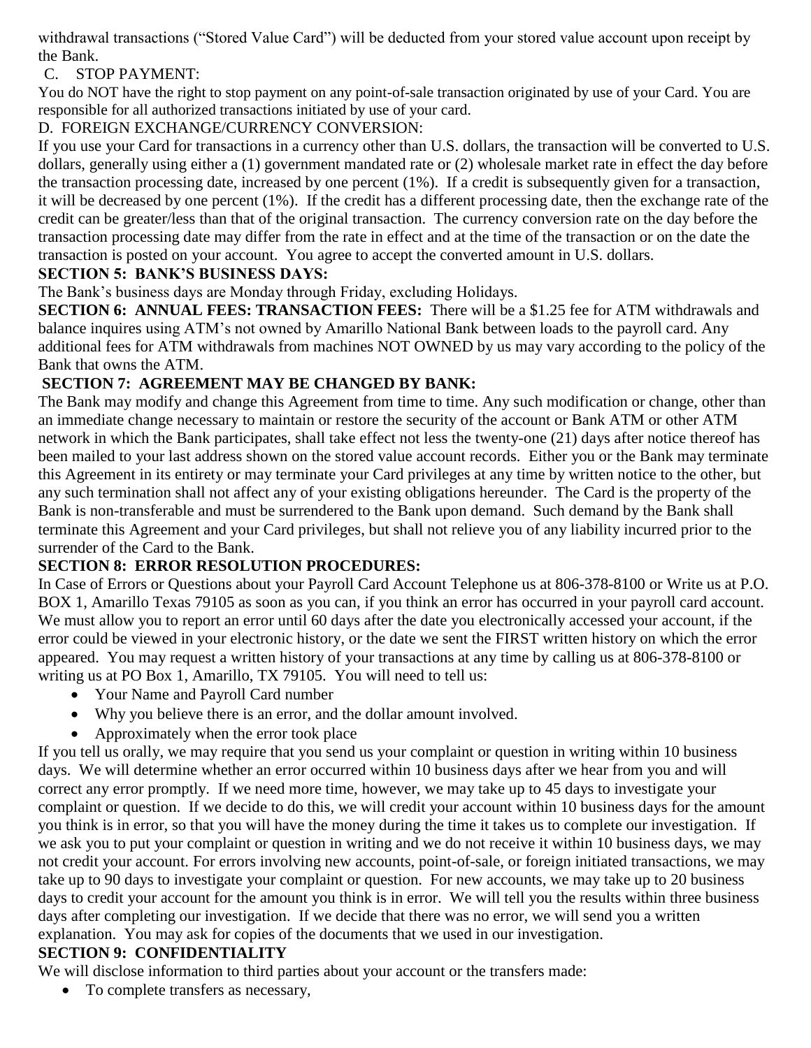withdrawal transactions ("Stored Value Card") will be deducted from your stored value account upon receipt by the Bank.

C. STOP PAYMENT:

You do NOT have the right to stop payment on any point-of-sale transaction originated by use of your Card. You are responsible for all authorized transactions initiated by use of your card.

D. FOREIGN EXCHANGE/CURRENCY CONVERSION:

If you use your Card for transactions in a currency other than U.S. dollars, the transaction will be converted to U.S. dollars, generally using either a (1) government mandated rate or (2) wholesale market rate in effect the day before the transaction processing date, increased by one percent (1%). If a credit is subsequently given for a transaction, it will be decreased by one percent (1%). If the credit has a different processing date, then the exchange rate of the credit can be greater/less than that of the original transaction. The currency conversion rate on the day before the transaction processing date may differ from the rate in effect and at the time of the transaction or on the date the transaction is posted on your account. You agree to accept the converted amount in U.S. dollars.

**SECTION 5: BANK'S BUSINESS DAYS:**

The Bank's business days are Monday through Friday, excluding Holidays.

**SECTION 6: ANNUAL FEES: TRANSACTION FEES:** There will be a $1.25 fee for ATM withdrawals and balance inquires using ATM's not owned by Amarillo National Bank between loads to the payroll card. Any additional fees for ATM withdrawals from machines NOT OWNED by us may vary according to the policy of the Bank that owns the ATM.

**SECTION 7: AGREEMENT MAY BE CHANGED BY BANK:**

The Bank may modify and change this Agreement from time to time. Any such modification or change, other than an immediate change necessary to maintain or restore the security of the account or Bank ATM or other ATM network in which the Bank participates, shall take effect not less the twenty-one (21) days after notice thereof has been mailed to your last address shown on the stored value account records. Either you or the Bank may terminate this Agreement in its entirety or may terminate your Card privileges at any time by written notice to the other, but any such termination shall not affect any of your existing obligations hereunder. The Card is the property of the Bank is non-transferable and must be surrendered to the Bank upon demand. Such demand by the Bank shall terminate this Agreement and your Card privileges, but shall not relieve you of any liability incurred prior to the surrender of the Card to the Bank.

**SECTION 8: ERROR RESOLUTION PROCEDURES:**

In Case of Errors or Questions about your Payroll Card Account Telephone us at 806-378-8100 or Write us at P.O. BOX 1, Amarillo Texas 79105 as soon as you can, if you think an error has occurred in your payroll card account. We must allow you to report an error until 60 days after the date you electronically accessed your account, if the error could be viewed in your electronic history, or the date we sent the FIRST written history on which the error appeared. You may request a written history of your transactions at any time by calling us at 806-378-8100 or writing us at PO Box 1, Amarillo, TX 79105. You will need to tell us:

- Your Name and Payroll Card number
- Why you believe there is an error, and the dollar amount involved.
- Approximately when the error took place

If you tell us orally, we may require that you send us your complaint or question in writing within 10 business days. We will determine whether an error occurred within 10 business days after we hear from you and will correct any error promptly. If we need more time, however, we may take up to 45 days to investigate your complaint or question. If we decide to do this, we will credit your account within 10 business days for the amount you think is in error, so that you will have the money during the time it takes us to complete our investigation. If we ask you to put your complaint or question in writing and we do not receive it within 10 business days, we may not credit your account. For errors involving new accounts, point-of-sale, or foreign initiated transactions, we may take up to 90 days to investigate your complaint or question. For new accounts, we may take up to 20 business days to credit your account for the amount you think is in error. We will tell you the results within three business days after completing our investigation. If we decide that there was no error, we will send you a written explanation. You may ask for copies of the documents that we used in our investigation.

**SECTION 9: CONFIDENTIALITY**

We will disclose information to third parties about your account or the transfers made:

- To complete transfers as necessary,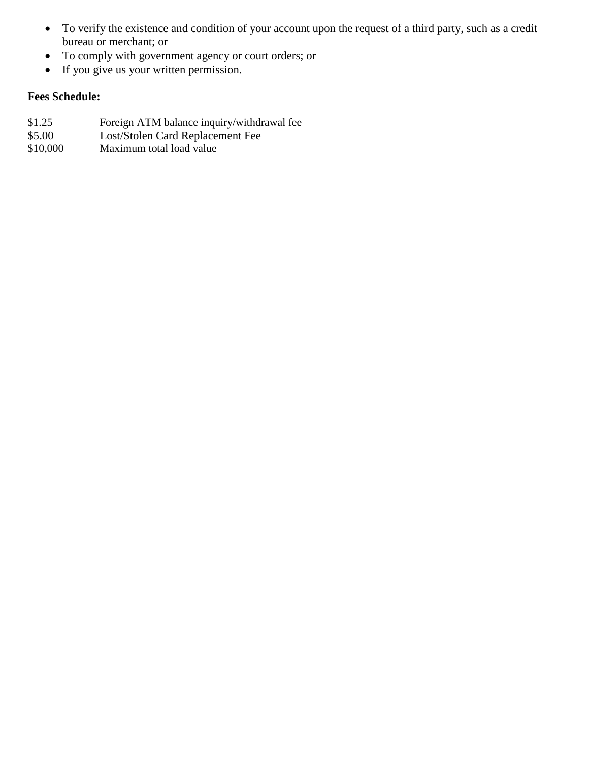- To verify the existence and condition of your account upon the request of a third party, such as a credit bureau or merchant; or
- To comply with government agency or court orders; or
- If you give us your written permission.

**Fees Schedule:**

| | |
|---|---|
| $1.25 | Foreign ATM balance inquiry/withdrawal fee |
| $5.00 | Lost/Stolen Card Replacement Fee |
| $10,000 | Maximum total load value |